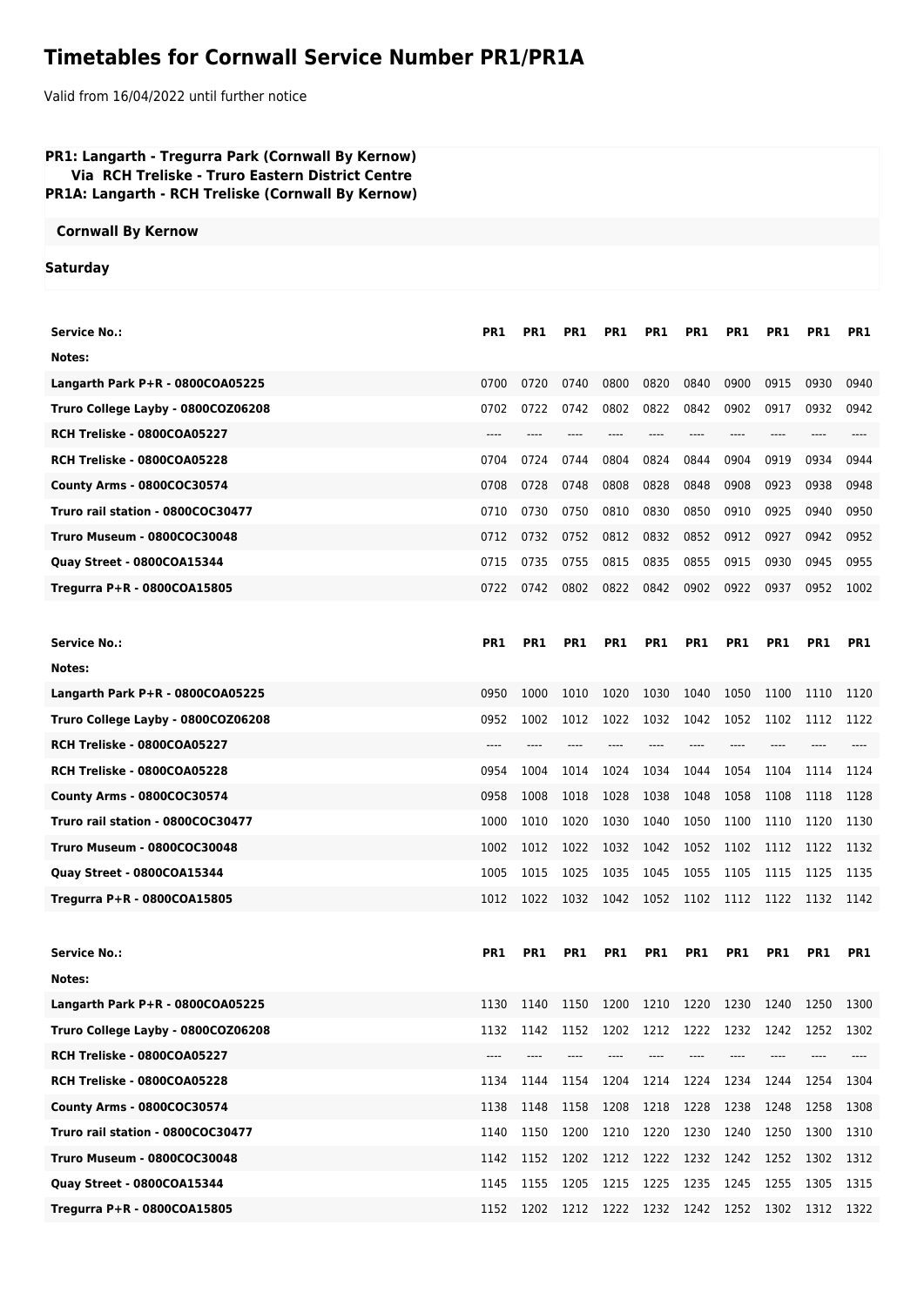# Timetables for Cornwall Service Number PR1/PR1A

Valid from 16/04/2022 until further notice

**PR1: Langarth - Tregurra Park (Cornwall By Kernow)**
**Via RCH Treliske - Truro Eastern District Centre**
**PR1A: Langarth - RCH Treliske (Cornwall By Kernow)**

**Cornwall By Kernow**

**Saturday**

| Service No.: | PR1 | PR1 | PR1 | PR1 | PR1 | PR1 | PR1 | PR1 | PR1 | PR1 |
|---|---|---|---|---|---|---|---|---|---|---|
| Notes: | | | | | | | | | | |
| Langarth Park P+R - 0800COA05225 | 0700 | 0720 | 0740 | 0800 | 0820 | 0840 | 0900 | 0915 | 0930 | 0940 |
| Truro College Layby - 0800COZ06208 | 0702 | 0722 | 0742 | 0802 | 0822 | 0842 | 0902 | 0917 | 0932 | 0942 |
| RCH Treliske - 0800COA05227 | ---- | ---- | ---- | ---- | ---- | ---- | ---- | ---- | ---- | ---- |
| RCH Treliske - 0800COA05228 | 0704 | 0724 | 0744 | 0804 | 0824 | 0844 | 0904 | 0919 | 0934 | 0944 |
| County Arms - 0800COC30574 | 0708 | 0728 | 0748 | 0808 | 0828 | 0848 | 0908 | 0923 | 0938 | 0948 |
| Truro rail station - 0800COC30477 | 0710 | 0730 | 0750 | 0810 | 0830 | 0850 | 0910 | 0925 | 0940 | 0950 |
| Truro Museum - 0800COC30048 | 0712 | 0732 | 0752 | 0812 | 0832 | 0852 | 0912 | 0927 | 0942 | 0952 |
| Quay Street - 0800COA15344 | 0715 | 0735 | 0755 | 0815 | 0835 | 0855 | 0915 | 0930 | 0945 | 0955 |
| Tregurra P+R - 0800COA15805 | 0722 | 0742 | 0802 | 0822 | 0842 | 0902 | 0922 | 0937 | 0952 | 1002 |

| Service No.: | PR1 | PR1 | PR1 | PR1 | PR1 | PR1 | PR1 | PR1 | PR1 | PR1 |
|---|---|---|---|---|---|---|---|---|---|---|
| Notes: | | | | | | | | | | |
| Langarth Park P+R - 0800COA05225 | 0950 | 1000 | 1010 | 1020 | 1030 | 1040 | 1050 | 1100 | 1110 | 1120 |
| Truro College Layby - 0800COZ06208 | 0952 | 1002 | 1012 | 1022 | 1032 | 1042 | 1052 | 1102 | 1112 | 1122 |
| RCH Treliske - 0800COA05227 | ---- | ---- | ---- | ---- | ---- | ---- | ---- | ---- | ---- | ---- |
| RCH Treliske - 0800COA05228 | 0954 | 1004 | 1014 | 1024 | 1034 | 1044 | 1054 | 1104 | 1114 | 1124 |
| County Arms - 0800COC30574 | 0958 | 1008 | 1018 | 1028 | 1038 | 1048 | 1058 | 1108 | 1118 | 1128 |
| Truro rail station - 0800COC30477 | 1000 | 1010 | 1020 | 1030 | 1040 | 1050 | 1100 | 1110 | 1120 | 1130 |
| Truro Museum - 0800COC30048 | 1002 | 1012 | 1022 | 1032 | 1042 | 1052 | 1102 | 1112 | 1122 | 1132 |
| Quay Street - 0800COA15344 | 1005 | 1015 | 1025 | 1035 | 1045 | 1055 | 1105 | 1115 | 1125 | 1135 |
| Tregurra P+R - 0800COA15805 | 1012 | 1022 | 1032 | 1042 | 1052 | 1102 | 1112 | 1122 | 1132 | 1142 |

| Service No.: | PR1 | PR1 | PR1 | PR1 | PR1 | PR1 | PR1 | PR1 | PR1 | PR1 |
|---|---|---|---|---|---|---|---|---|---|---|
| Notes: | | | | | | | | | | |
| Langarth Park P+R - 0800COA05225 | 1130 | 1140 | 1150 | 1200 | 1210 | 1220 | 1230 | 1240 | 1250 | 1300 |
| Truro College Layby - 0800COZ06208 | 1132 | 1142 | 1152 | 1202 | 1212 | 1222 | 1232 | 1242 | 1252 | 1302 |
| RCH Treliske - 0800COA05227 | ---- | ---- | ---- | ---- | ---- | ---- | ---- | ---- | ---- | ---- |
| RCH Treliske - 0800COA05228 | 1134 | 1144 | 1154 | 1204 | 1214 | 1224 | 1234 | 1244 | 1254 | 1304 |
| County Arms - 0800COC30574 | 1138 | 1148 | 1158 | 1208 | 1218 | 1228 | 1238 | 1248 | 1258 | 1308 |
| Truro rail station - 0800COC30477 | 1140 | 1150 | 1200 | 1210 | 1220 | 1230 | 1240 | 1250 | 1300 | 1310 |
| Truro Museum - 0800COC30048 | 1142 | 1152 | 1202 | 1212 | 1222 | 1232 | 1242 | 1252 | 1302 | 1312 |
| Quay Street - 0800COA15344 | 1145 | 1155 | 1205 | 1215 | 1225 | 1235 | 1245 | 1255 | 1305 | 1315 |
| Tregurra P+R - 0800COA15805 | 1152 | 1202 | 1212 | 1222 | 1232 | 1242 | 1252 | 1302 | 1312 | 1322 |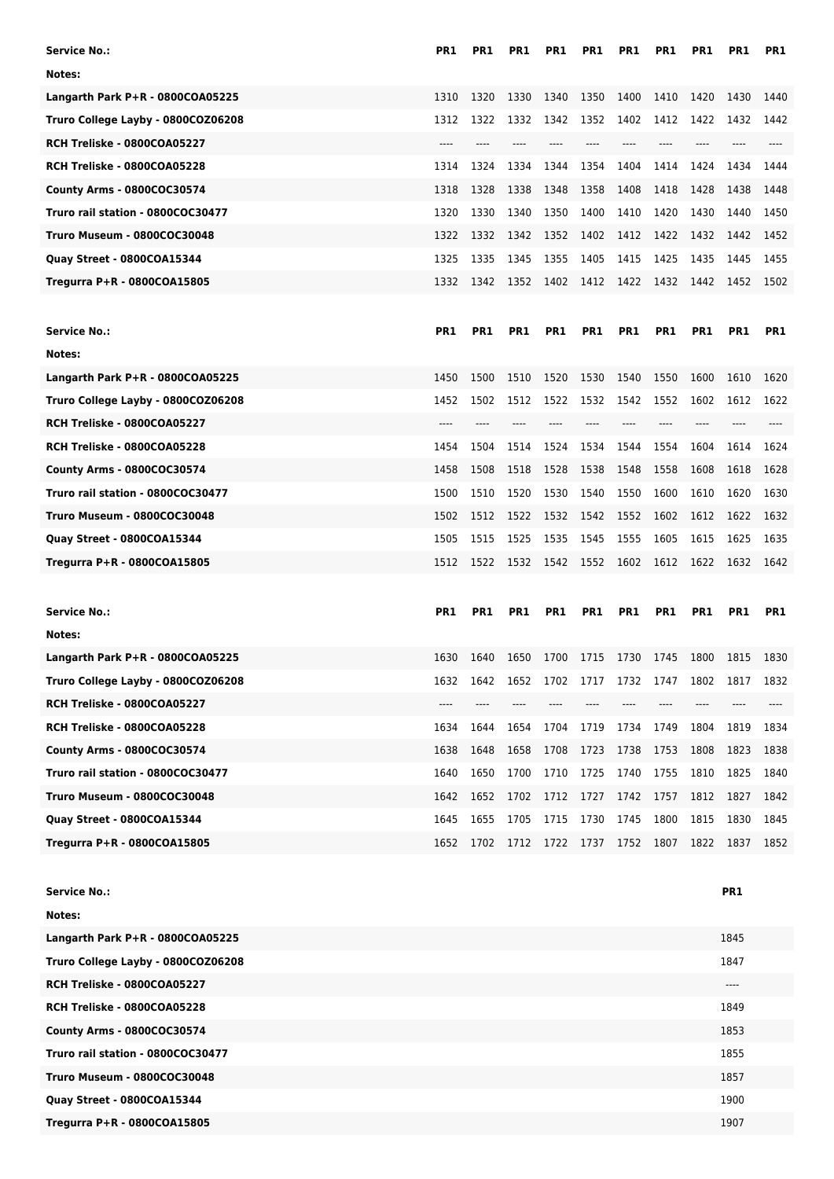| Service No.: | PR1 | PR1 | PR1 | PR1 | PR1 | PR1 | PR1 | PR1 | PR1 | PR1 |
|---|---|---|---|---|---|---|---|---|---|---|
| Notes: | | | | | | | | | | |
| Langarth Park P+R - 0800COA05225 | 1310 | 1320 | 1330 | 1340 | 1350 | 1400 | 1410 | 1420 | 1430 | 1440 |
| Truro College Layby - 0800COZ06208 | 1312 | 1322 | 1332 | 1342 | 1352 | 1402 | 1412 | 1422 | 1432 | 1442 |
| RCH Treliske - 0800COA05227 | ---- | ---- | ---- | ---- | ---- | ---- | ---- | ---- | ---- | ---- |
| RCH Treliske - 0800COA05228 | 1314 | 1324 | 1334 | 1344 | 1354 | 1404 | 1414 | 1424 | 1434 | 1444 |
| County Arms - 0800COC30574 | 1318 | 1328 | 1338 | 1348 | 1358 | 1408 | 1418 | 1428 | 1438 | 1448 |
| Truro rail station - 0800COC30477 | 1320 | 1330 | 1340 | 1350 | 1400 | 1410 | 1420 | 1430 | 1440 | 1450 |
| Truro Museum - 0800COC30048 | 1322 | 1332 | 1342 | 1352 | 1402 | 1412 | 1422 | 1432 | 1442 | 1452 |
| Quay Street - 0800COA15344 | 1325 | 1335 | 1345 | 1355 | 1405 | 1415 | 1425 | 1435 | 1445 | 1455 |
| Tregurra P+R - 0800COA15805 | 1332 | 1342 | 1352 | 1402 | 1412 | 1422 | 1432 | 1442 | 1452 | 1502 |

| Service No.: | PR1 | PR1 | PR1 | PR1 | PR1 | PR1 | PR1 | PR1 | PR1 | PR1 |
|---|---|---|---|---|---|---|---|---|---|---|
| Notes: | | | | | | | | | | |
| Langarth Park P+R - 0800COA05225 | 1450 | 1500 | 1510 | 1520 | 1530 | 1540 | 1550 | 1600 | 1610 | 1620 |
| Truro College Layby - 0800COZ06208 | 1452 | 1502 | 1512 | 1522 | 1532 | 1542 | 1552 | 1602 | 1612 | 1622 |
| RCH Treliske - 0800COA05227 | ---- | ---- | ---- | ---- | ---- | ---- | ---- | ---- | ---- | ---- |
| RCH Treliske - 0800COA05228 | 1454 | 1504 | 1514 | 1524 | 1534 | 1544 | 1554 | 1604 | 1614 | 1624 |
| County Arms - 0800COC30574 | 1458 | 1508 | 1518 | 1528 | 1538 | 1548 | 1558 | 1608 | 1618 | 1628 |
| Truro rail station - 0800COC30477 | 1500 | 1510 | 1520 | 1530 | 1540 | 1550 | 1600 | 1610 | 1620 | 1630 |
| Truro Museum - 0800COC30048 | 1502 | 1512 | 1522 | 1532 | 1542 | 1552 | 1602 | 1612 | 1622 | 1632 |
| Quay Street - 0800COA15344 | 1505 | 1515 | 1525 | 1535 | 1545 | 1555 | 1605 | 1615 | 1625 | 1635 |
| Tregurra P+R - 0800COA15805 | 1512 | 1522 | 1532 | 1542 | 1552 | 1602 | 1612 | 1622 | 1632 | 1642 |

| Service No.: | PR1 | PR1 | PR1 | PR1 | PR1 | PR1 | PR1 | PR1 | PR1 | PR1 |
|---|---|---|---|---|---|---|---|---|---|---|
| Notes: | | | | | | | | | | |
| Langarth Park P+R - 0800COA05225 | 1630 | 1640 | 1650 | 1700 | 1715 | 1730 | 1745 | 1800 | 1815 | 1830 |
| Truro College Layby - 0800COZ06208 | 1632 | 1642 | 1652 | 1702 | 1717 | 1732 | 1747 | 1802 | 1817 | 1832 |
| RCH Treliske - 0800COA05227 | ---- | ---- | ---- | ---- | ---- | ---- | ---- | ---- | ---- | ---- |
| RCH Treliske - 0800COA05228 | 1634 | 1644 | 1654 | 1704 | 1719 | 1734 | 1749 | 1804 | 1819 | 1834 |
| County Arms - 0800COC30574 | 1638 | 1648 | 1658 | 1708 | 1723 | 1738 | 1753 | 1808 | 1823 | 1838 |
| Truro rail station - 0800COC30477 | 1640 | 1650 | 1700 | 1710 | 1725 | 1740 | 1755 | 1810 | 1825 | 1840 |
| Truro Museum - 0800COC30048 | 1642 | 1652 | 1702 | 1712 | 1727 | 1742 | 1757 | 1812 | 1827 | 1842 |
| Quay Street - 0800COA15344 | 1645 | 1655 | 1705 | 1715 | 1730 | 1745 | 1800 | 1815 | 1830 | 1845 |
| Tregurra P+R - 0800COA15805 | 1652 | 1702 | 1712 | 1722 | 1737 | 1752 | 1807 | 1822 | 1837 | 1852 |

| Service No.: | PR1 |
|---|---|
| Notes: | |
| Langarth Park P+R - 0800COA05225 | 1845 |
| Truro College Layby - 0800COZ06208 | 1847 |
| RCH Treliske - 0800COA05227 | ---- |
| RCH Treliske - 0800COA05228 | 1849 |
| County Arms - 0800COC30574 | 1853 |
| Truro rail station - 0800COC30477 | 1855 |
| Truro Museum - 0800COC30048 | 1857 |
| Quay Street - 0800COA15344 | 1900 |
| Tregurra P+R - 0800COA15805 | 1907 |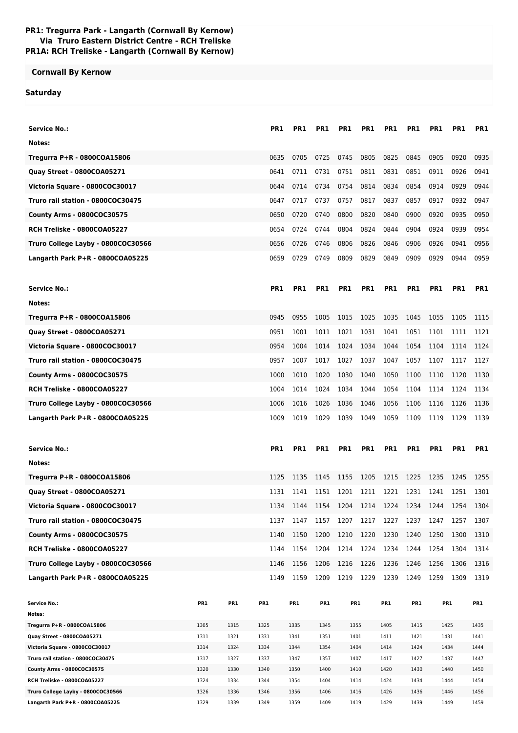**PR1: Tregurra Park - Langarth (Cornwall By Kernow)**
**Via Truro Eastern District Centre - RCH Treliske**
**PR1A: RCH Treliske - Langarth (Cornwall By Kernow)**

**Cornwall By Kernow**

**Saturday**

| Service No.: | PR1 | PR1 | PR1 | PR1 | PR1 | PR1 | PR1 | PR1 | PR1 | PR1 |
|---|---|---|---|---|---|---|---|---|---|---|
| Notes: | | | | | | | | | | |
| Tregurra P+R - 0800COA15806 | 0635 | 0705 | 0725 | 0745 | 0805 | 0825 | 0845 | 0905 | 0920 | 0935 |
| Quay Street - 0800COA05271 | 0641 | 0711 | 0731 | 0751 | 0811 | 0831 | 0851 | 0911 | 0926 | 0941 |
| Victoria Square - 0800COC30017 | 0644 | 0714 | 0734 | 0754 | 0814 | 0834 | 0854 | 0914 | 0929 | 0944 |
| Truro rail station - 0800COC30475 | 0647 | 0717 | 0737 | 0757 | 0817 | 0837 | 0857 | 0917 | 0932 | 0947 |
| County Arms - 0800COC30575 | 0650 | 0720 | 0740 | 0800 | 0820 | 0840 | 0900 | 0920 | 0935 | 0950 |
| RCH Treliske - 0800COA05227 | 0654 | 0724 | 0744 | 0804 | 0824 | 0844 | 0904 | 0924 | 0939 | 0954 |
| Truro College Layby - 0800COC30566 | 0656 | 0726 | 0746 | 0806 | 0826 | 0846 | 0906 | 0926 | 0941 | 0956 |
| Langarth Park P+R - 0800COA05225 | 0659 | 0729 | 0749 | 0809 | 0829 | 0849 | 0909 | 0929 | 0944 | 0959 |

| Service No.: | PR1 | PR1 | PR1 | PR1 | PR1 | PR1 | PR1 | PR1 | PR1 | PR1 |
|---|---|---|---|---|---|---|---|---|---|---|
| Notes: | | | | | | | | | | |
| Tregurra P+R - 0800COA15806 | 0945 | 0955 | 1005 | 1015 | 1025 | 1035 | 1045 | 1055 | 1105 | 1115 |
| Quay Street - 0800COA05271 | 0951 | 1001 | 1011 | 1021 | 1031 | 1041 | 1051 | 1101 | 1111 | 1121 |
| Victoria Square - 0800COC30017 | 0954 | 1004 | 1014 | 1024 | 1034 | 1044 | 1054 | 1104 | 1114 | 1124 |
| Truro rail station - 0800COC30475 | 0957 | 1007 | 1017 | 1027 | 1037 | 1047 | 1057 | 1107 | 1117 | 1127 |
| County Arms - 0800COC30575 | 1000 | 1010 | 1020 | 1030 | 1040 | 1050 | 1100 | 1110 | 1120 | 1130 |
| RCH Treliske - 0800COA05227 | 1004 | 1014 | 1024 | 1034 | 1044 | 1054 | 1104 | 1114 | 1124 | 1134 |
| Truro College Layby - 0800COC30566 | 1006 | 1016 | 1026 | 1036 | 1046 | 1056 | 1106 | 1116 | 1126 | 1136 |
| Langarth Park P+R - 0800COA05225 | 1009 | 1019 | 1029 | 1039 | 1049 | 1059 | 1109 | 1119 | 1129 | 1139 |

| Service No.: | PR1 | PR1 | PR1 | PR1 | PR1 | PR1 | PR1 | PR1 | PR1 | PR1 |
|---|---|---|---|---|---|---|---|---|---|---|
| Notes: | | | | | | | | | | |
| Tregurra P+R - 0800COA15806 | 1125 | 1135 | 1145 | 1155 | 1205 | 1215 | 1225 | 1235 | 1245 | 1255 |
| Quay Street - 0800COA05271 | 1131 | 1141 | 1151 | 1201 | 1211 | 1221 | 1231 | 1241 | 1251 | 1301 |
| Victoria Square - 0800COC30017 | 1134 | 1144 | 1154 | 1204 | 1214 | 1224 | 1234 | 1244 | 1254 | 1304 |
| Truro rail station - 0800COC30475 | 1137 | 1147 | 1157 | 1207 | 1217 | 1227 | 1237 | 1247 | 1257 | 1307 |
| County Arms - 0800COC30575 | 1140 | 1150 | 1200 | 1210 | 1220 | 1230 | 1240 | 1250 | 1300 | 1310 |
| RCH Treliske - 0800COA05227 | 1144 | 1154 | 1204 | 1214 | 1224 | 1234 | 1244 | 1254 | 1304 | 1314 |
| Truro College Layby - 0800COC30566 | 1146 | 1156 | 1206 | 1216 | 1226 | 1236 | 1246 | 1256 | 1306 | 1316 |
| Langarth Park P+R - 0800COA05225 | 1149 | 1159 | 1209 | 1219 | 1229 | 1239 | 1249 | 1259 | 1309 | 1319 |

| Service No.: | PR1 | PR1 | PR1 | PR1 | PR1 | PR1 | PR1 | PR1 | PR1 | PR1 |
|---|---|---|---|---|---|---|---|---|---|---|
| Notes: | | | | | | | | | | |
| Tregurra P+R - 0800COA15806 | 1305 | 1315 | 1325 | 1335 | 1345 | 1355 | 1405 | 1415 | 1425 | 1435 |
| Quay Street - 0800COA05271 | 1311 | 1321 | 1331 | 1341 | 1351 | 1401 | 1411 | 1421 | 1431 | 1441 |
| Victoria Square - 0800COC30017 | 1314 | 1324 | 1334 | 1344 | 1354 | 1404 | 1414 | 1424 | 1434 | 1444 |
| Truro rail station - 0800COC30475 | 1317 | 1327 | 1337 | 1347 | 1357 | 1407 | 1417 | 1427 | 1437 | 1447 |
| County Arms - 0800COC30575 | 1320 | 1330 | 1340 | 1350 | 1400 | 1410 | 1420 | 1430 | 1440 | 1450 |
| RCH Treliske - 0800COA05227 | 1324 | 1334 | 1344 | 1354 | 1404 | 1414 | 1424 | 1434 | 1444 | 1454 |
| Truro College Layby - 0800COC30566 | 1326 | 1336 | 1346 | 1356 | 1406 | 1416 | 1426 | 1436 | 1446 | 1456 |
| Langarth Park P+R - 0800COA05225 | 1329 | 1339 | 1349 | 1359 | 1409 | 1419 | 1429 | 1439 | 1449 | 1459 |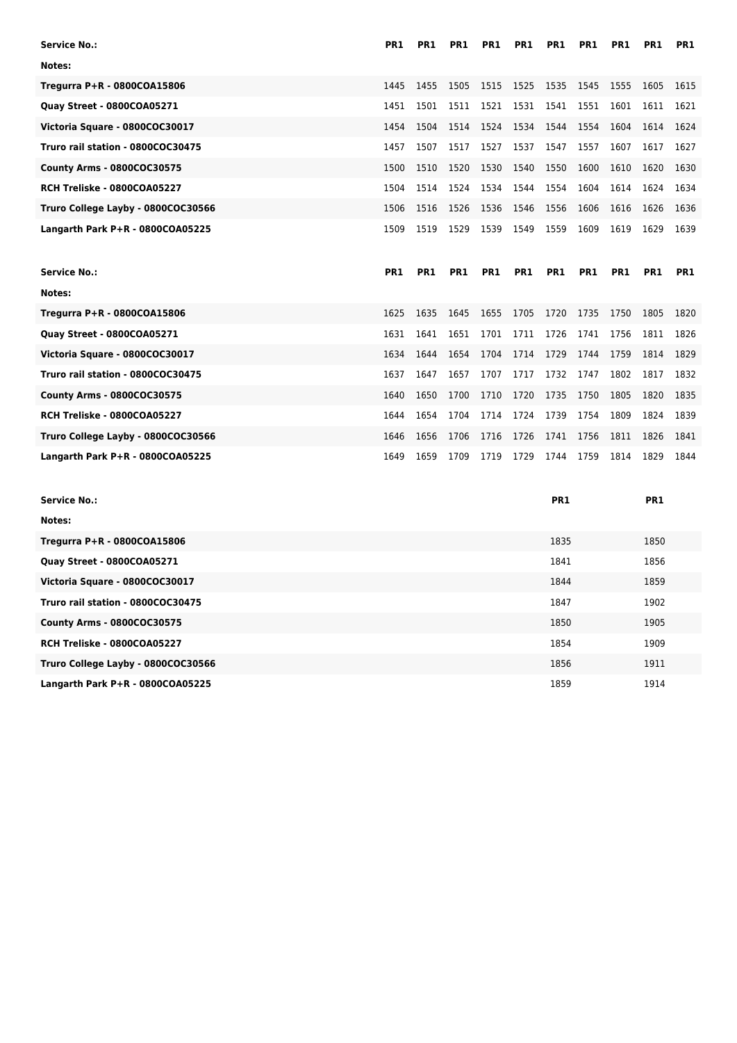| Service No.: | PR1 | PR1 | PR1 | PR1 | PR1 | PR1 | PR1 | PR1 | PR1 | PR1 |
|---|---|---|---|---|---|---|---|---|---|---|
| Notes: | | | | | | | | | | |
| Tregurra P+R - 0800COA15806 | 1445 | 1455 | 1505 | 1515 | 1525 | 1535 | 1545 | 1555 | 1605 | 1615 |
| Quay Street - 0800COA05271 | 1451 | 1501 | 1511 | 1521 | 1531 | 1541 | 1551 | 1601 | 1611 | 1621 |
| Victoria Square - 0800COC30017 | 1454 | 1504 | 1514 | 1524 | 1534 | 1544 | 1554 | 1604 | 1614 | 1624 |
| Truro rail station - 0800COC30475 | 1457 | 1507 | 1517 | 1527 | 1537 | 1547 | 1557 | 1607 | 1617 | 1627 |
| County Arms - 0800COC30575 | 1500 | 1510 | 1520 | 1530 | 1540 | 1550 | 1600 | 1610 | 1620 | 1630 |
| RCH Treliske - 0800COA05227 | 1504 | 1514 | 1524 | 1534 | 1544 | 1554 | 1604 | 1614 | 1624 | 1634 |
| Truro College Layby - 0800COC30566 | 1506 | 1516 | 1526 | 1536 | 1546 | 1556 | 1606 | 1616 | 1626 | 1636 |
| Langarth Park P+R - 0800COA05225 | 1509 | 1519 | 1529 | 1539 | 1549 | 1559 | 1609 | 1619 | 1629 | 1639 |

| Service No.: | PR1 | PR1 | PR1 | PR1 | PR1 | PR1 | PR1 | PR1 | PR1 | PR1 |
|---|---|---|---|---|---|---|---|---|---|---|
| Notes: | | | | | | | | | | |
| Tregurra P+R - 0800COA15806 | 1625 | 1635 | 1645 | 1655 | 1705 | 1720 | 1735 | 1750 | 1805 | 1820 |
| Quay Street - 0800COA05271 | 1631 | 1641 | 1651 | 1701 | 1711 | 1726 | 1741 | 1756 | 1811 | 1826 |
| Victoria Square - 0800COC30017 | 1634 | 1644 | 1654 | 1704 | 1714 | 1729 | 1744 | 1759 | 1814 | 1829 |
| Truro rail station - 0800COC30475 | 1637 | 1647 | 1657 | 1707 | 1717 | 1732 | 1747 | 1802 | 1817 | 1832 |
| County Arms - 0800COC30575 | 1640 | 1650 | 1700 | 1710 | 1720 | 1735 | 1750 | 1805 | 1820 | 1835 |
| RCH Treliske - 0800COA05227 | 1644 | 1654 | 1704 | 1714 | 1724 | 1739 | 1754 | 1809 | 1824 | 1839 |
| Truro College Layby - 0800COC30566 | 1646 | 1656 | 1706 | 1716 | 1726 | 1741 | 1756 | 1811 | 1826 | 1841 |
| Langarth Park P+R - 0800COA05225 | 1649 | 1659 | 1709 | 1719 | 1729 | 1744 | 1759 | 1814 | 1829 | 1844 |

| Service No.: | PR1 | PR1 |
|---|---|---|
| Notes: | | |
| Tregurra P+R - 0800COA15806 | 1835 | 1850 |
| Quay Street - 0800COA05271 | 1841 | 1856 |
| Victoria Square - 0800COC30017 | 1844 | 1859 |
| Truro rail station - 0800COC30475 | 1847 | 1902 |
| County Arms - 0800COC30575 | 1850 | 1905 |
| RCH Treliske - 0800COA05227 | 1854 | 1909 |
| Truro College Layby - 0800COC30566 | 1856 | 1911 |
| Langarth Park P+R - 0800COA05225 | 1859 | 1914 |